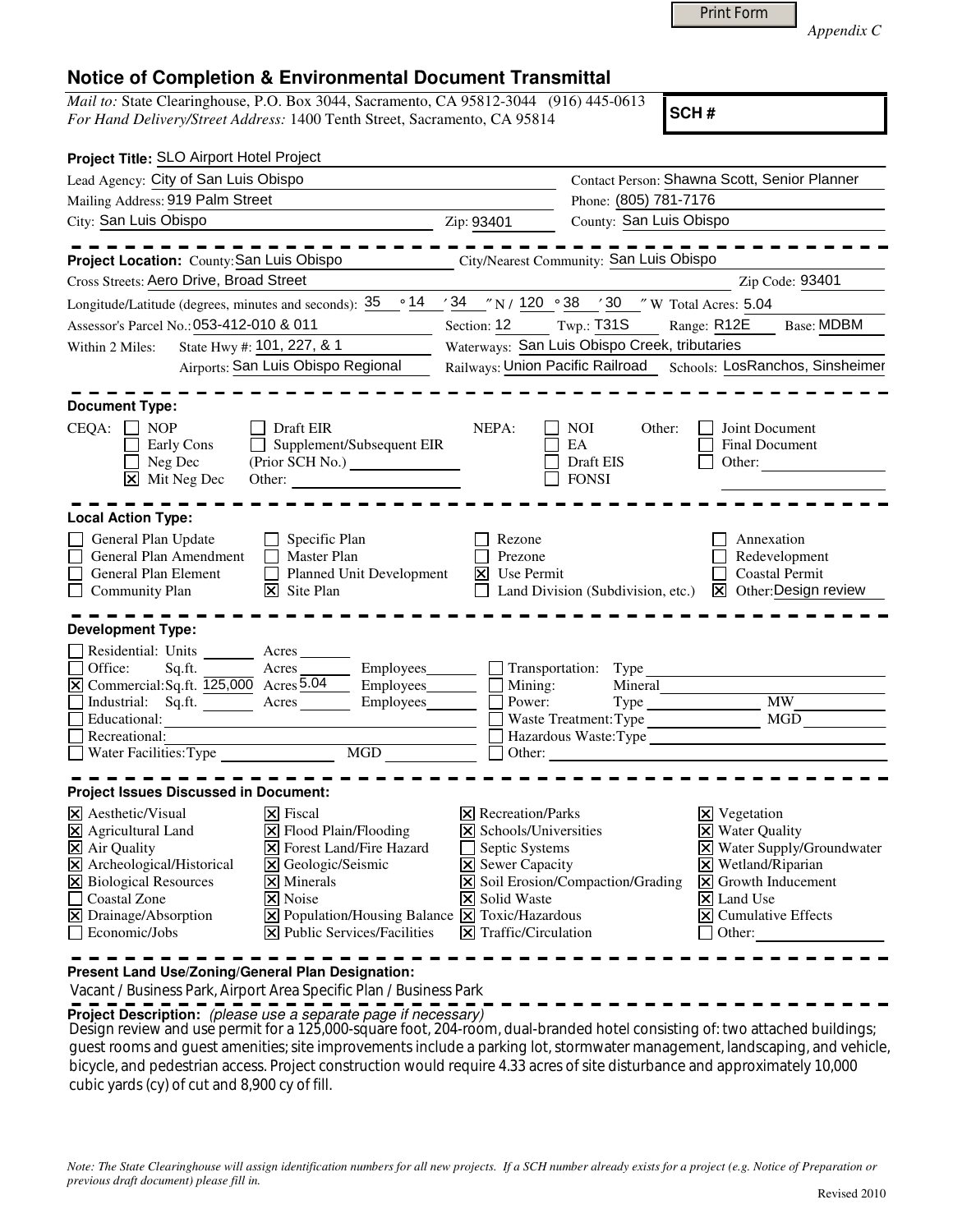Print Form

*Appendix C*

## Notice of Completion & Environmental Document Transmittal

*Mail to:* State Clearinghouse, P.O. Box 3044, Sacramento, CA 95812-3044 (916) 445-0613
*For Hand Delivery/Street Address:* 1400 Tenth Street, Sacramento, CA 95814

**SCH #**

**Project Title:** SLO Airport Hotel Project

Lead Agency: City of San Luis Obispo
Contact Person: Shawna Scott, Senior Planner
Mailing Address: 919 Palm Street
Phone: (805) 781-7176
City: San Luis Obispo
Zip: 93401
County: San Luis Obispo

---

**Project Location:** County: San Luis Obispo
City/Nearest Community: San Luis Obispo
Cross Streets: Aero Drive, Broad Street
Zip Code: 93401
Longitude/Latitude (degrees, minutes and seconds): 35 ° 14 ′ 34 ″ N / 120 ° 38 ′ 30 ″ W Total Acres: 5.04
Assessor's Parcel No.: 053-412-010 & 011
Section: 12 Twp.: T31S Range: R12E Base: MDBM
Within 2 Miles: State Hwy #: 101, 227, & 1
Waterways: San Luis Obispo Creek, tributaries
Airports: San Luis Obispo Regional
Railways: Union Pacific Railroad
Schools: LosRanchos, Sinsheimer

---

**Document Type:**

CEQA: ☐ NOP ☐ Early Cons ☐ Neg Dec ☒ Mit Neg Dec
☐ Draft EIR ☐ Supplement/Subsequent EIR (Prior SCH No.) ______ Other: ______

NEPA: ☐ NOI ☐ EA ☐ Draft EIS ☐ FONSI

Other: ☐ Joint Document ☐ Final Document ☐ Other: ______

---

**Local Action Type:**

☐ General Plan Update
☐ General Plan Amendment
☐ General Plan Element
☐ Community Plan
☐ Specific Plan
☐ Master Plan
☐ Planned Unit Development
☒ Site Plan
☐ Rezone
☐ Prezone
☒ Use Permit
☐ Land Division (Subdivision, etc.)
☐ Annexation
☐ Redevelopment
☐ Coastal Permit
☒ Other: Design review

---

**Development Type:**

☐ Residential: Units ______ Acres ______
☐ Office: Sq.ft. ______ Acres ______ Employees ______
☒ Commercial: Sq.ft. 125,000 Acres 5.04 Employees ______
☐ Industrial: Sq.ft. ______ Acres ______ Employees ______
☐ Educational: ______
☐ Recreational: ______
☐ Water Facilities: Type ______ MGD ______
☐ Transportation: Type ______
☐ Mining: Mineral ______
☐ Power: Type ______ MW ______
☐ Waste Treatment: Type ______ MGD ______
☐ Hazardous Waste: Type ______
☐ Other: ______

---

**Project Issues Discussed in Document:**

☒ Aesthetic/Visual
☒ Agricultural Land
☒ Air Quality
☒ Archeological/Historical
☒ Biological Resources
☐ Coastal Zone
☒ Drainage/Absorption
☐ Economic/Jobs
☒ Fiscal
☒ Flood Plain/Flooding
☒ Forest Land/Fire Hazard
☒ Geologic/Seismic
☒ Minerals
☒ Noise
☒ Population/Housing Balance
☒ Public Services/Facilities
☒ Recreation/Parks
☒ Schools/Universities
☐ Septic Systems
☒ Sewer Capacity
☒ Soil Erosion/Compaction/Grading
☒ Solid Waste
☒ Toxic/Hazardous
☒ Traffic/Circulation
☒ Vegetation
☒ Water Quality
☒ Water Supply/Groundwater
☒ Wetland/Riparian
☒ Growth Inducement
☒ Land Use
☒ Cumulative Effects
☐ Other: ______

---

**Present Land Use/Zoning/General Plan Designation:**

Vacant / Business Park, Airport Area Specific Plan / Business Park

**Project Description:** *(please use a separate page if necessary)*

Design review and use permit for a 125,000-square foot, 204-room, dual-branded hotel consisting of: two attached buildings; guest rooms and guest amenities; site improvements include a parking lot, stormwater management, landscaping, and vehicle, bicycle, and pedestrian access. Project construction would require 4.33 acres of site disturbance and approximately 10,000 cubic yards (cy) of cut and 8,900 cy of fill.

*Note: The State Clearinghouse will assign identification numbers for all new projects. If a SCH number already exists for a project (e.g. Notice of Preparation or previous draft document) please fill in.*

Revised 2010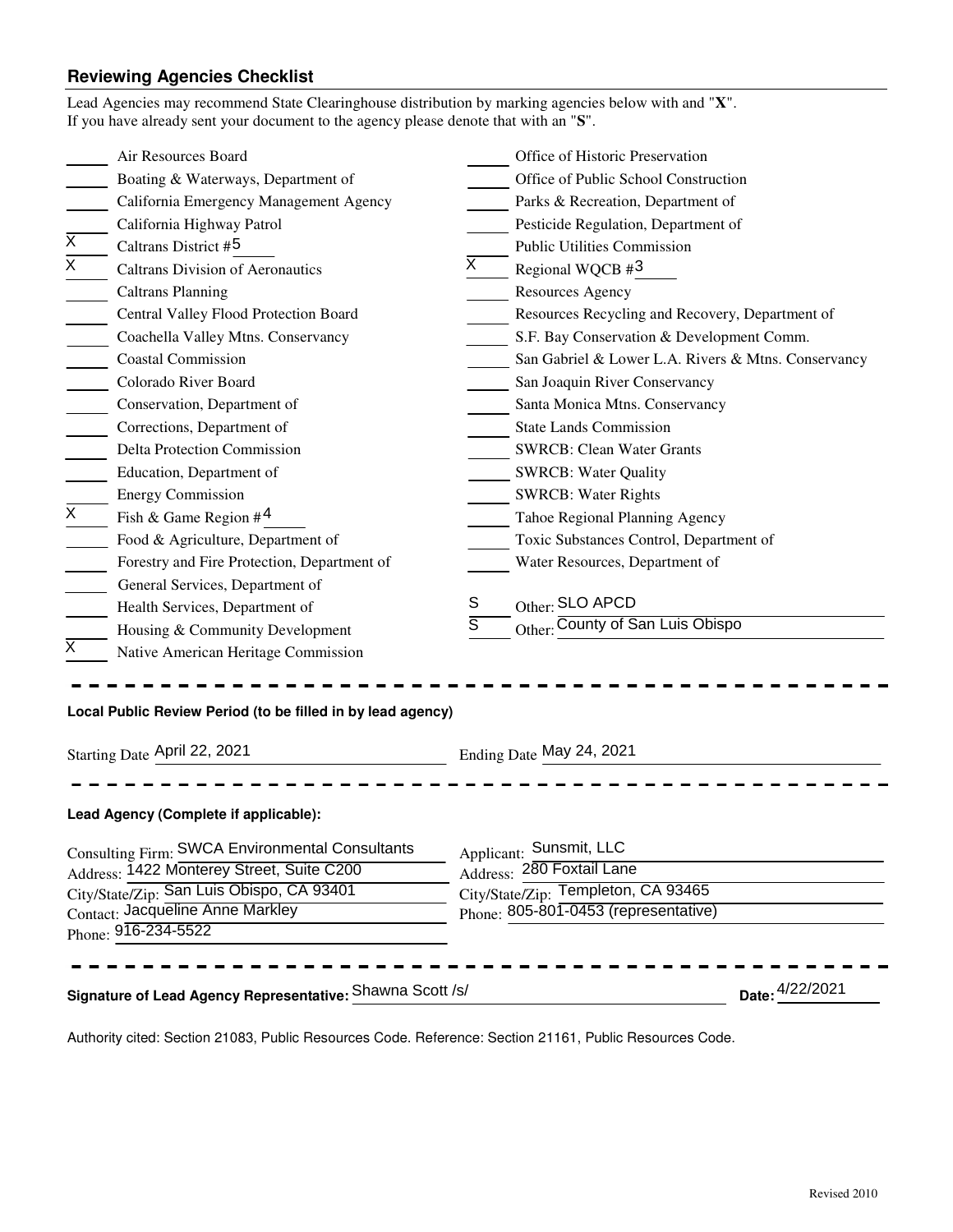## Reviewing Agencies Checklist

Lead Agencies may recommend State Clearinghouse distribution by marking agencies below with and "**X**".
If you have already sent your document to the agency please denote that with an "**S**".

| | | | |
|---|---|---|---|
| | Air Resources Board | | Office of Historic Preservation |
| | Boating & Waterways, Department of | | Office of Public School Construction |
| | California Emergency Management Agency | | Parks & Recreation, Department of |
| | California Highway Patrol | | Pesticide Regulation, Department of |
| X | Caltrans District # 5 | | Public Utilities Commission |
| X | Caltrans Division of Aeronautics | X | Regional WQCB # 3 |
| | Caltrans Planning | | Resources Agency |
| | Central Valley Flood Protection Board | | Resources Recycling and Recovery, Department of |
| | Coachella Valley Mtns. Conservancy | | S.F. Bay Conservation & Development Comm. |
| | Coastal Commission | | San Gabriel & Lower L.A. Rivers & Mtns. Conservancy |
| | Colorado River Board | | San Joaquin River Conservancy |
| | Conservation, Department of | | Santa Monica Mtns. Conservancy |
| | Corrections, Department of | | State Lands Commission |
| | Delta Protection Commission | | SWRCB: Clean Water Grants |
| | Education, Department of | | SWRCB: Water Quality |
| | Energy Commission | | SWRCB: Water Rights |
| X | Fish & Game Region # 4 | | Tahoe Regional Planning Agency |
| | Food & Agriculture, Department of | | Toxic Substances Control, Department of |
| | Forestry and Fire Protection, Department of | | Water Resources, Department of |
| | General Services, Department of | | |
| | Health Services, Department of | S | Other: SLO APCD |
| | Housing & Community Development | S | Other: County of San Luis Obispo |
| X | Native American Heritage Commission | | |

**Local Public Review Period (to be filled in by lead agency)**

Starting Date April 22, 2021 Ending Date May 24, 2021

**Lead Agency (Complete if applicable):**

Consulting Firm: SWCA Environmental Consultants
Address: 1422 Monterey Street, Suite C200
City/State/Zip: San Luis Obispo, CA 93401
Contact: Jacqueline Anne Markley
Phone: 916-234-5522

Applicant: Sunsmit, LLC
Address: 280 Foxtail Lane
City/State/Zip: Templeton, CA 93465
Phone: 805-801-0453 (representative)

**Signature of Lead Agency Representative:** Shawna Scott /s/ **Date:** 4/22/2021

Authority cited: Section 21083, Public Resources Code. Reference: Section 21161, Public Resources Code.

Revised 2010